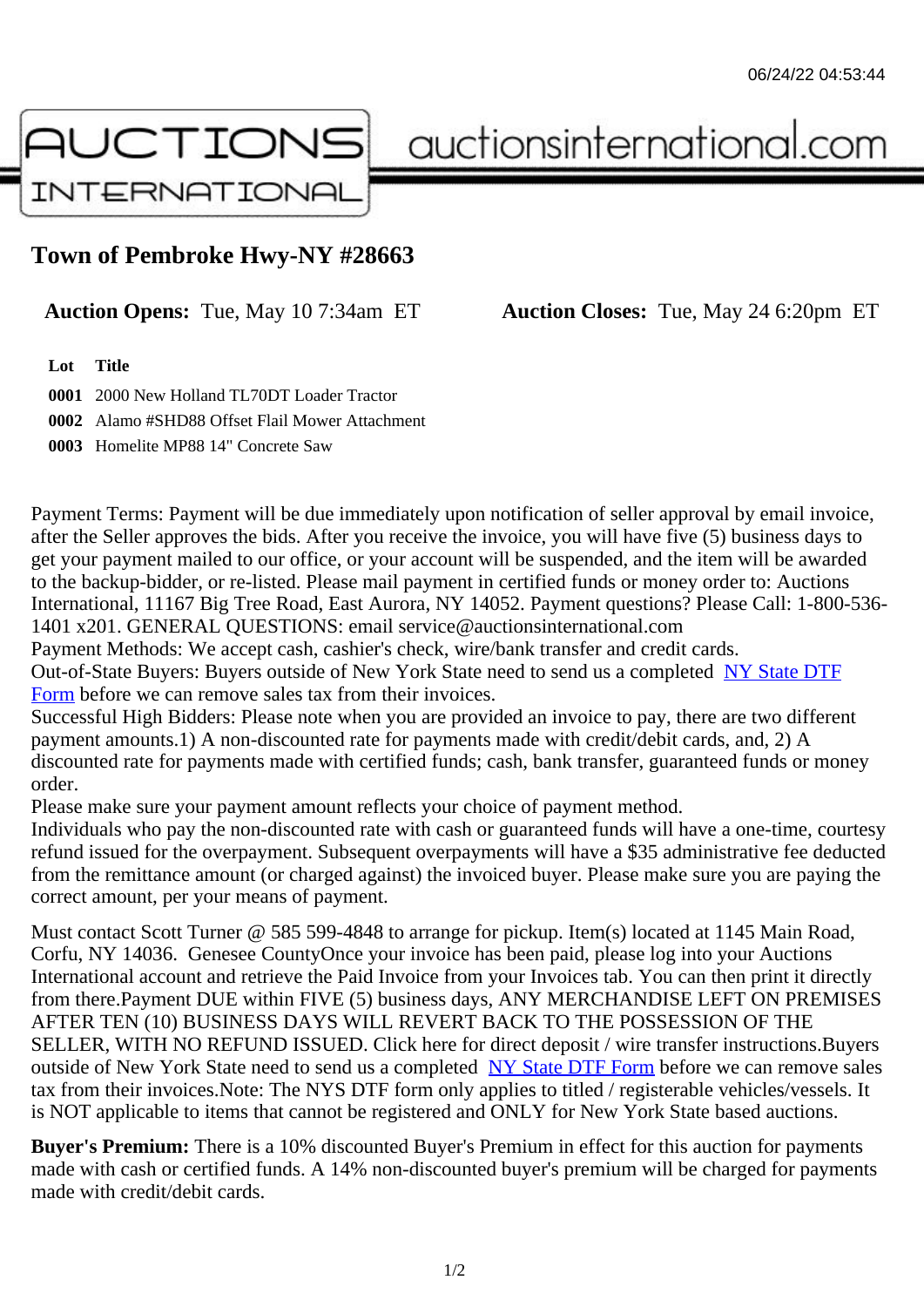# Town of Pembroke Hwy-NY #28663

**Auction Opens:** Tue, May 10 7:34am ET **Auction Closes:** Tue, May 24 6:20pm ET

| Lot | Title |
|---|---|
| 0001 | 2000 New Holland TL70DT Loader Tractor |
| 0002 | Alamo #SHD88 Offset Flail Mower Attachment |
| 0003 | Homelite MP88 14" Concrete Saw |

Payment Terms: Payment will be due immediately upon notification of seller approval by email invoice, after the Seller approves the bids. After you receive the invoice, you will have five (5) business days to get your payment mailed to our office, or your account will be suspended, and the item will be awarded to the backup-bidder, or re-listed. Please mail payment in certified funds or money order to: Auctions International, 11167 Big Tree Road, East Aurora, NY 14052. Payment questions? Please Call: 1-800-536-1401 x201. GENERAL QUESTIONS: email service@auctionsinternational.com
Payment Methods: We accept cash, cashier's check, wire/bank transfer and credit cards.
Out-of-State Buyers: Buyers outside of New York State need to send us a completed NY State DTF Form before we can remove sales tax from their invoices.
Successful High Bidders: Please note when you are provided an invoice to pay, there are two different payment amounts.1) A non-discounted rate for payments made with credit/debit cards, and, 2) A discounted rate for payments made with certified funds; cash, bank transfer, guaranteed funds or money order.
Please make sure your payment amount reflects your choice of payment method.
Individuals who pay the non-discounted rate with cash or guaranteed funds will have a one-time, courtesy refund issued for the overpayment. Subsequent overpayments will have a $35 administrative fee deducted from the remittance amount (or charged against) the invoiced buyer. Please make sure you are paying the correct amount, per your means of payment.

Must contact Scott Turner @ 585 599-4848 to arrange for pickup. Item(s) located at 1145 Main Road, Corfu, NY 14036. Genesee CountyOnce your invoice has been paid, please log into your Auctions International account and retrieve the Paid Invoice from your Invoices tab. You can then print it directly from there.Payment DUE within FIVE (5) business days, ANY MERCHANDISE LEFT ON PREMISES AFTER TEN (10) BUSINESS DAYS WILL REVERT BACK TO THE POSSESSION OF THE SELLER, WITH NO REFUND ISSUED. Click here for direct deposit / wire transfer instructions.Buyers outside of New York State need to send us a completed NY State DTF Form before we can remove sales tax from their invoices.Note: The NYS DTF form only applies to titled / registerable vehicles/vessels. It is NOT applicable to items that cannot be registered and ONLY for New York State based auctions.

**Buyer's Premium:** There is a 10% discounted Buyer's Premium in effect for this auction for payments made with cash or certified funds. A 14% non-discounted buyer's premium will be charged for payments made with credit/debit cards.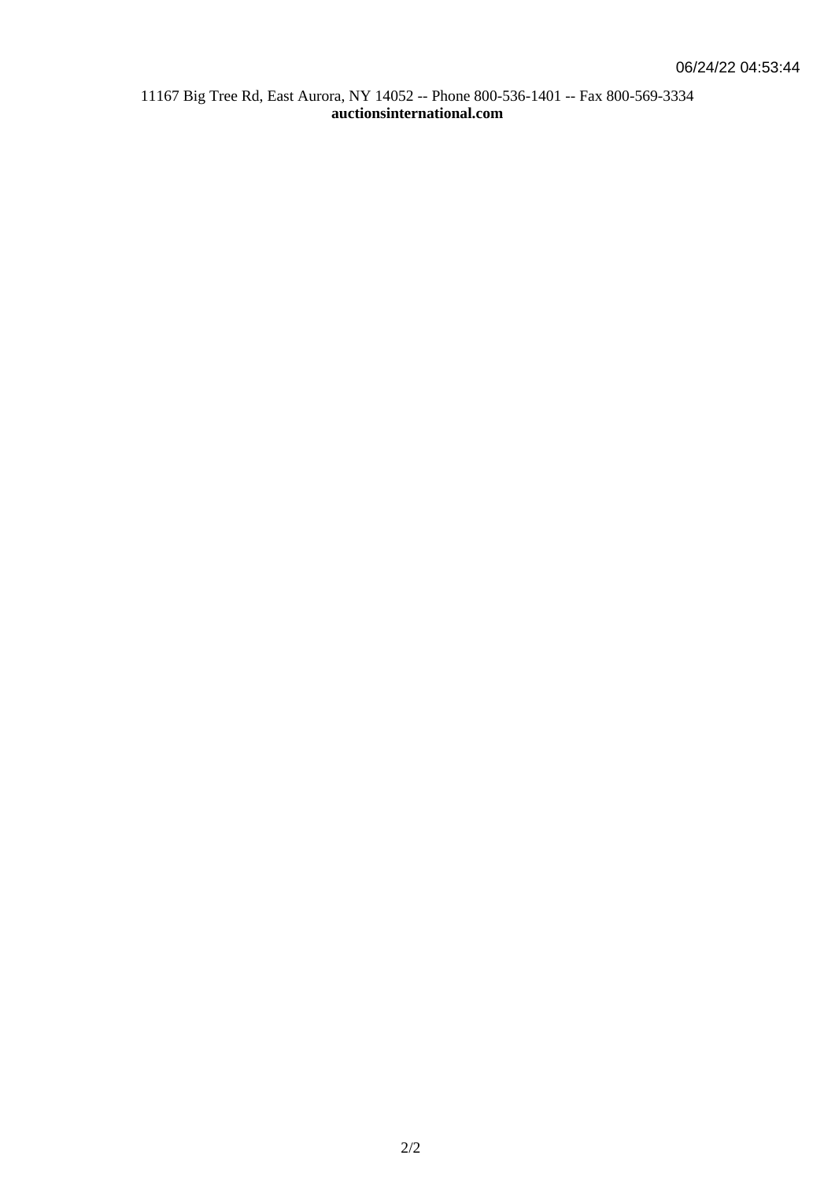11167 Big Tree Rd, East Aurora, NY 14052 -- Phone 800-536-1401 -- Fax 800-569-3334

**auctionsinternational.com**